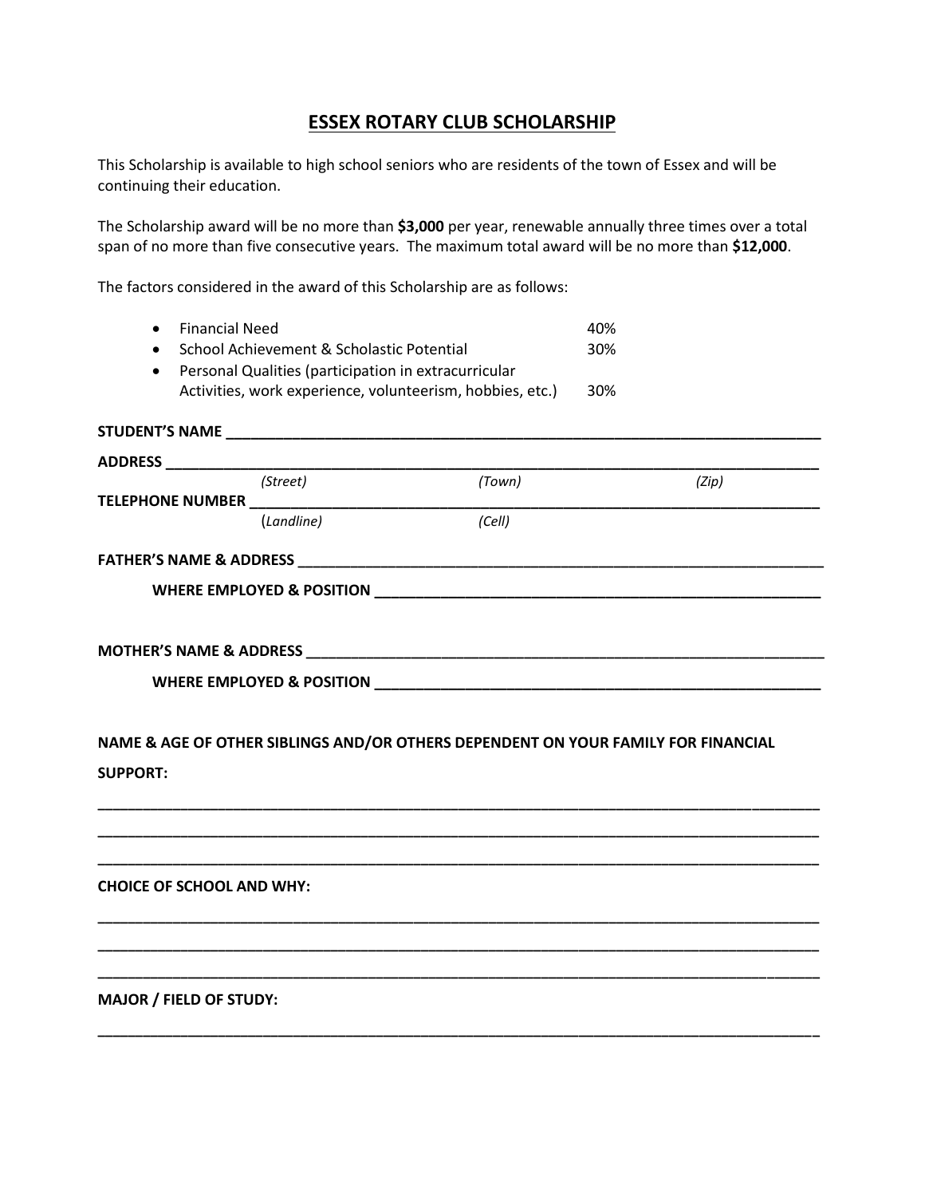# ESSEX ROTARY CLUB SCHOLARSHIP

This Scholarship is available to high school seniors who are residents of the town of Essex and will be continuing their education.

The Scholarship award will be no more than **$3,000** per year, renewable annually three times over a total span of no more than five consecutive years. The maximum total award will be no more than **$12,000**.

The factors considered in the award of this Scholarship are as follows:

- Financial Need 40%
- School Achievement & Scholastic Potential 30%
- Personal Qualities (participation in extracurricular Activities, work experience, volunteerism, hobbies, etc.) 30%

**STUDENT'S NAME** ___________________________________________________________________________

**ADDRESS** ___________________________________________________________________________
*(Street)* *(Town)* *(Zip)*

**TELEPHONE NUMBER** ___________________________________________________________________________
(*Landline)* *(Cell)*

**FATHER'S NAME & ADDRESS** ___________________________________________________________________

**WHERE EMPLOYED & POSITION** _______________________________________________________

**MOTHER'S NAME & ADDRESS** ___________________________________________________________________

**WHERE EMPLOYED & POSITION** _______________________________________________________

**NAME & AGE OF OTHER SIBLINGS AND/OR OTHERS DEPENDENT ON YOUR FAMILY FOR FINANCIAL SUPPORT:**

___________________________________________________________________________________________

___________________________________________________________________________________________

___________________________________________________________________________________________

**CHOICE OF SCHOOL AND WHY:**

___________________________________________________________________________________________

___________________________________________________________________________________________

___________________________________________________________________________________________

**MAJOR / FIELD OF STUDY:**

___________________________________________________________________________________________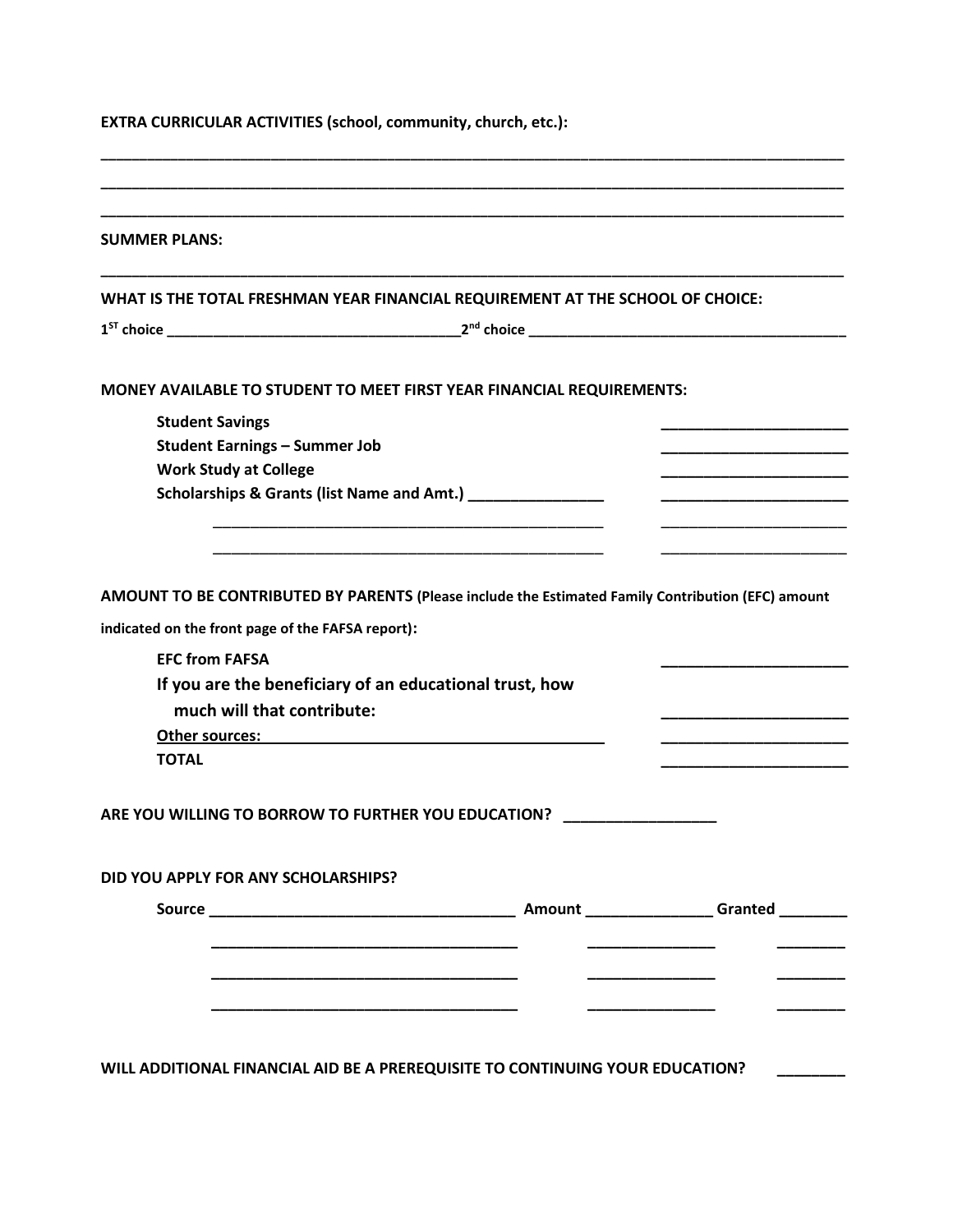**EXTRA CURRICULAR ACTIVITIES (school, community, church, etc.):**

_____________________________________________________________________________________

_____________________________________________________________________________________

_____________________________________________________________________________________

**SUMMER PLANS:**

_____________________________________________________________________________________

**WHAT IS THE TOTAL FRESHMAN YEAR FINANCIAL REQUIREMENT AT THE SCHOOL OF CHOICE:**

**1ST choice** ___________________________________ **2nd choice** ______________________________________

**MONEY AVAILABLE TO STUDENT TO MEET FIRST YEAR FINANCIAL REQUIREMENTS:**

**Student Savings** _____________________

**Student Earnings – Summer Job** _____________________

**Work Study at College** _____________________

**Scholarships & Grants (list Name and Amt.)** _______________ _____________________

_____________________________________________ _____________________

_____________________________________________ _____________________

**AMOUNT TO BE CONTRIBUTED BY PARENTS (Please include the Estimated Family Contribution (EFC) amount indicated on the front page of the FAFSA report):**

**EFC from FAFSA** _____________________

**If you are the beneficiary of an educational trust, how much will that contribute:** _____________________

**Other sources:** ________________________________________ _____________________

**TOTAL** _____________________

**ARE YOU WILLING TO BORROW TO FURTHER YOU EDUCATION?** _________________

**DID YOU APPLY FOR ANY SCHOLARSHIPS?**

| Source | Amount | Granted |
| --- | --- | --- |
| ___________________________________ | ______________ | ________ |
| ___________________________________ | ______________ | ________ |
| ___________________________________ | ______________ | ________ |
| ___________________________________ | ______________ | ________ |

**WILL ADDITIONAL FINANCIAL AID BE A PREREQUISITE TO CONTINUING YOUR EDUCATION?** ________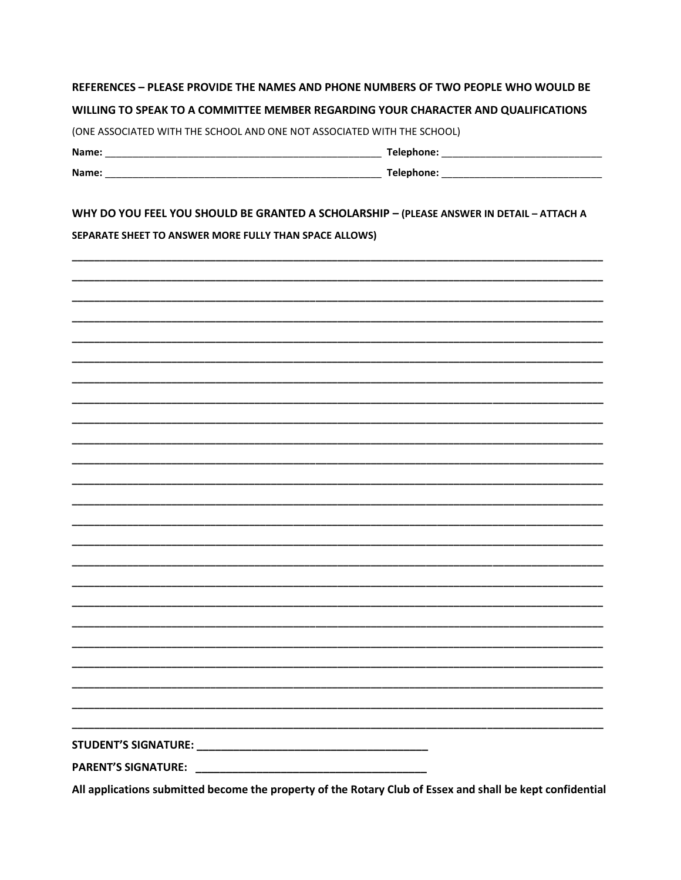**REFERENCES – PLEASE PROVIDE THE NAMES AND PHONE NUMBERS OF TWO PEOPLE WHO WOULD BE WILLING TO SPEAK TO A COMMITTEE MEMBER REGARDING YOUR CHARACTER AND QUALIFICATIONS**

(ONE ASSOCIATED WITH THE SCHOOL AND ONE NOT ASSOCIATED WITH THE SCHOOL)

**Name:** ______________________________________________________ **Telephone:** ______________________________

**Name:** ______________________________________________________ **Telephone:** ______________________________

**WHY DO YOU FEEL YOU SHOULD BE GRANTED A SCHOLARSHIP – (PLEASE ANSWER IN DETAIL – ATTACH A SEPARATE SHEET TO ANSWER MORE FULLY THAN SPACE ALLOWS)**

______________________________________________________________________________________________
______________________________________________________________________________________________
______________________________________________________________________________________________
______________________________________________________________________________________________
______________________________________________________________________________________________
______________________________________________________________________________________________
______________________________________________________________________________________________
______________________________________________________________________________________________
______________________________________________________________________________________________
______________________________________________________________________________________________
______________________________________________________________________________________________
______________________________________________________________________________________________
______________________________________________________________________________________________
______________________________________________________________________________________________
______________________________________________________________________________________________
______________________________________________________________________________________________
______________________________________________________________________________________________
______________________________________________________________________________________________
______________________________________________________________________________________________
______________________________________________________________________________________________
______________________________________________________________________________________________
______________________________________________________________________________________________
______________________________________________________________________________________________
______________________________________________________________________________________________

**STUDENT'S SIGNATURE:** ________________________________________

**PARENT'S SIGNATURE:** ________________________________________

**All applications submitted become the property of the Rotary Club of Essex and shall be kept confidential**